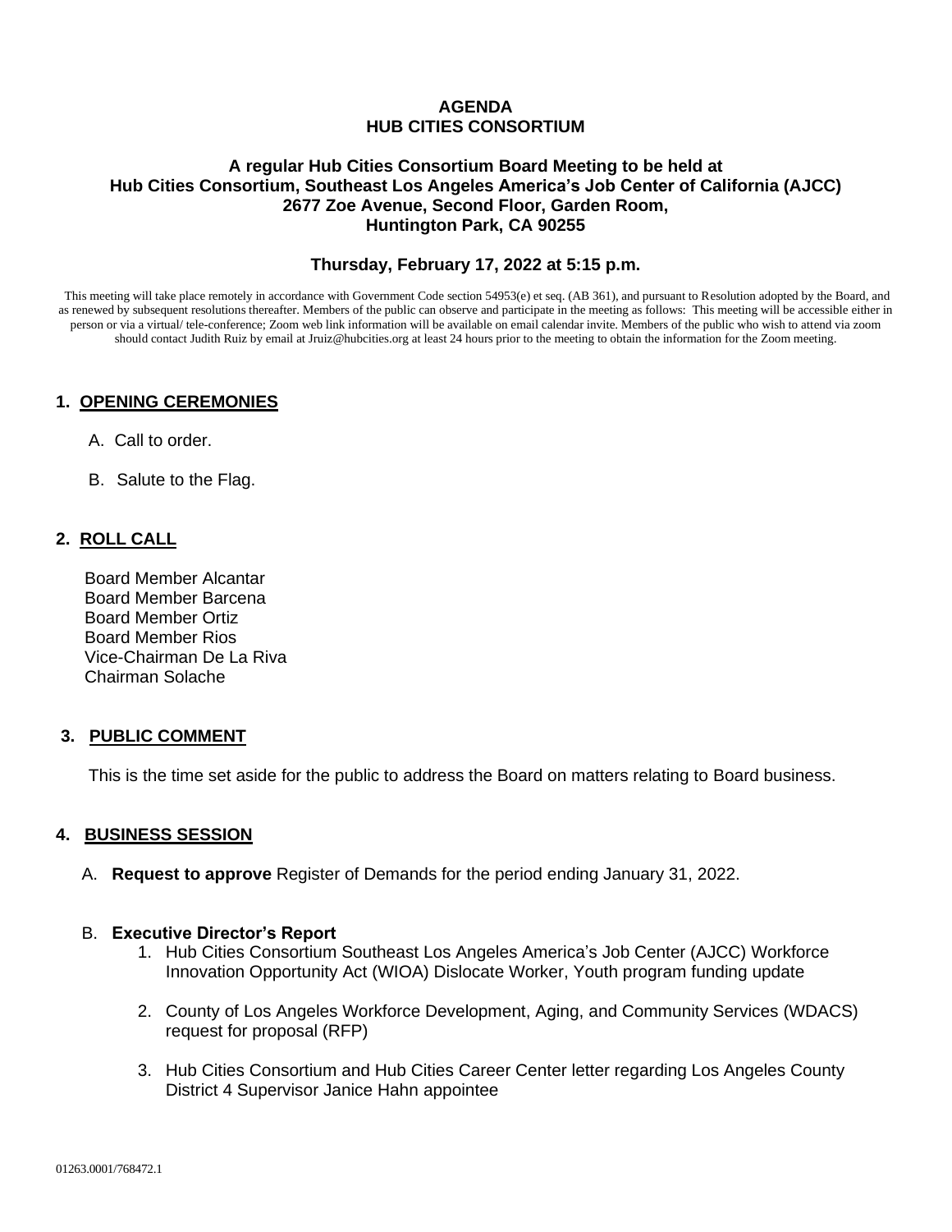**AGENDA**
**HUB CITIES CONSORTIUM**

**A regular Hub Cities Consortium Board Meeting to be held at**
**Hub Cities Consortium, Southeast Los Angeles America's Job Center of California (AJCC)**
**2677 Zoe Avenue, Second Floor, Garden Room,**
**Huntington Park, CA 90255**

**Thursday, February 17, 2022 at 5:15 p.m.**

This meeting will take place remotely in accordance with Government Code section 54953(e) et seq. (AB 361), and pursuant to Resolution adopted by the Board, and as renewed by subsequent resolutions thereafter. Members of the public can observe and participate in the meeting as follows: This meeting will be accessible either in person or via a virtual/ tele-conference; Zoom web link information will be available on email calendar invite. Members of the public who wish to attend via zoom should contact Judith Ruiz by email at Jruiz@hubcities.org at least 24 hours prior to the meeting to obtain the information for the Zoom meeting.

## 1. OPENING CEREMONIES

A. Call to order.

B. Salute to the Flag.

## 2. ROLL CALL

Board Member Alcantar
Board Member Barcena
Board Member Ortiz
Board Member Rios
Vice-Chairman De La Riva
Chairman Solache

## 3. PUBLIC COMMENT

This is the time set aside for the public to address the Board on matters relating to Board business.

## 4. BUSINESS SESSION

A. **Request to approve** Register of Demands for the period ending January 31, 2022.

B. **Executive Director's Report**

1. Hub Cities Consortium Southeast Los Angeles America's Job Center (AJCC) Workforce Innovation Opportunity Act (WIOA) Dislocate Worker, Youth program funding update
2. County of Los Angeles Workforce Development, Aging, and Community Services (WDACS) request for proposal (RFP)
3. Hub Cities Consortium and Hub Cities Career Center letter regarding Los Angeles County District 4 Supervisor Janice Hahn appointee

01263.0001/768472.1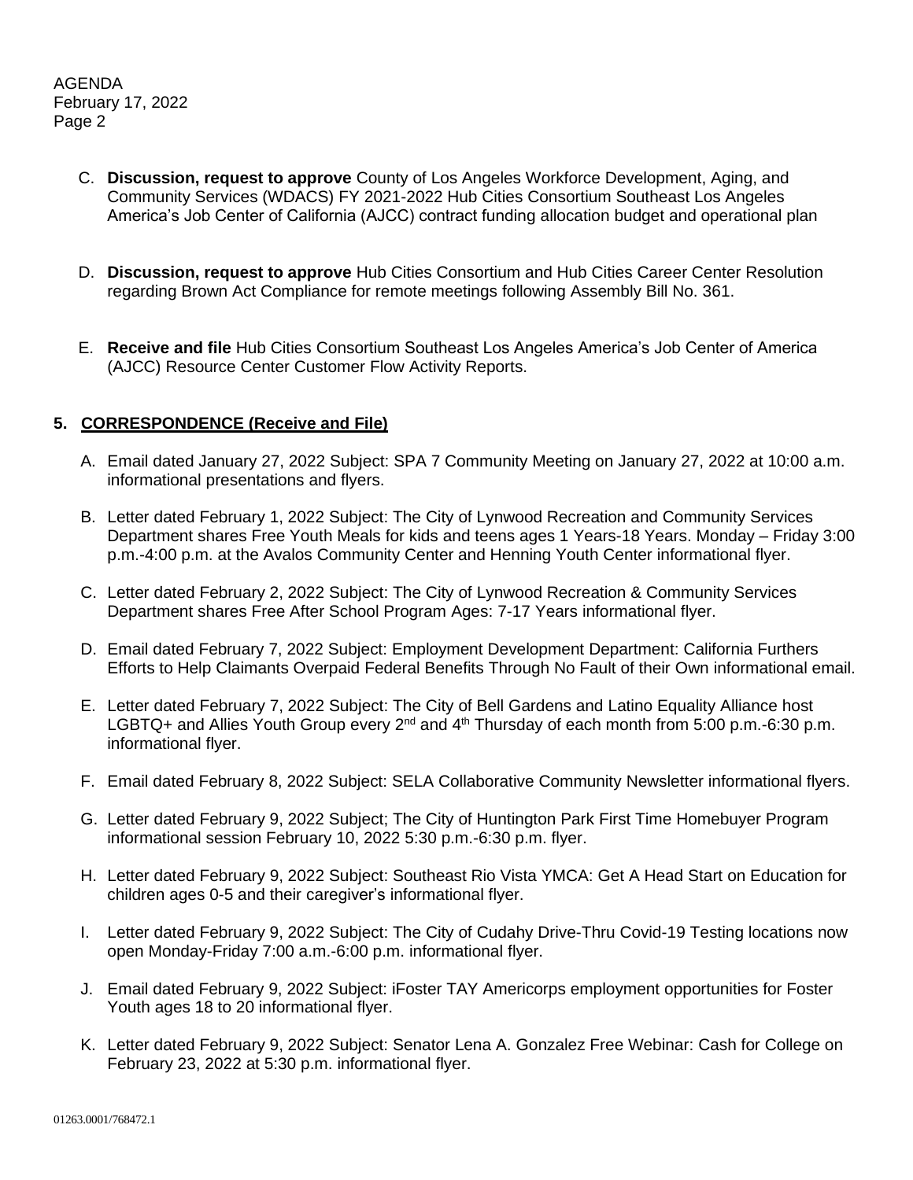C. **Discussion, request to approve** County of Los Angeles Workforce Development, Aging, and Community Services (WDACS) FY 2021-2022 Hub Cities Consortium Southeast Los Angeles America's Job Center of California (AJCC) contract funding allocation budget and operational plan

D. **Discussion, request to approve** Hub Cities Consortium and Hub Cities Career Center Resolution regarding Brown Act Compliance for remote meetings following Assembly Bill No. 361.

E. **Receive and file** Hub Cities Consortium Southeast Los Angeles America's Job Center of America (AJCC) Resource Center Customer Flow Activity Reports.

## 5. CORRESPONDENCE (Receive and File)

A. Email dated January 27, 2022 Subject: SPA 7 Community Meeting on January 27, 2022 at 10:00 a.m. informational presentations and flyers.

B. Letter dated February 1, 2022 Subject: The City of Lynwood Recreation and Community Services Department shares Free Youth Meals for kids and teens ages 1 Years-18 Years. Monday – Friday 3:00 p.m.-4:00 p.m. at the Avalos Community Center and Henning Youth Center informational flyer.

C. Letter dated February 2, 2022 Subject: The City of Lynwood Recreation & Community Services Department shares Free After School Program Ages: 7-17 Years informational flyer.

D. Email dated February 7, 2022 Subject: Employment Development Department: California Furthers Efforts to Help Claimants Overpaid Federal Benefits Through No Fault of their Own informational email.

E. Letter dated February 7, 2022 Subject: The City of Bell Gardens and Latino Equality Alliance host LGBTQ+ and Allies Youth Group every 2nd and 4th Thursday of each month from 5:00 p.m.-6:30 p.m. informational flyer.

F. Email dated February 8, 2022 Subject: SELA Collaborative Community Newsletter informational flyers.

G. Letter dated February 9, 2022 Subject; The City of Huntington Park First Time Homebuyer Program informational session February 10, 2022 5:30 p.m.-6:30 p.m. flyer.

H. Letter dated February 9, 2022 Subject: Southeast Rio Vista YMCA: Get A Head Start on Education for children ages 0-5 and their caregiver's informational flyer.

I. Letter dated February 9, 2022 Subject: The City of Cudahy Drive-Thru Covid-19 Testing locations now open Monday-Friday 7:00 a.m.-6:00 p.m. informational flyer.

J. Email dated February 9, 2022 Subject: iFoster TAY Americorps employment opportunities for Foster Youth ages 18 to 20 informational flyer.

K. Letter dated February 9, 2022 Subject: Senator Lena A. Gonzalez Free Webinar: Cash for College on February 23, 2022 at 5:30 p.m. informational flyer.

01263.0001/768472.1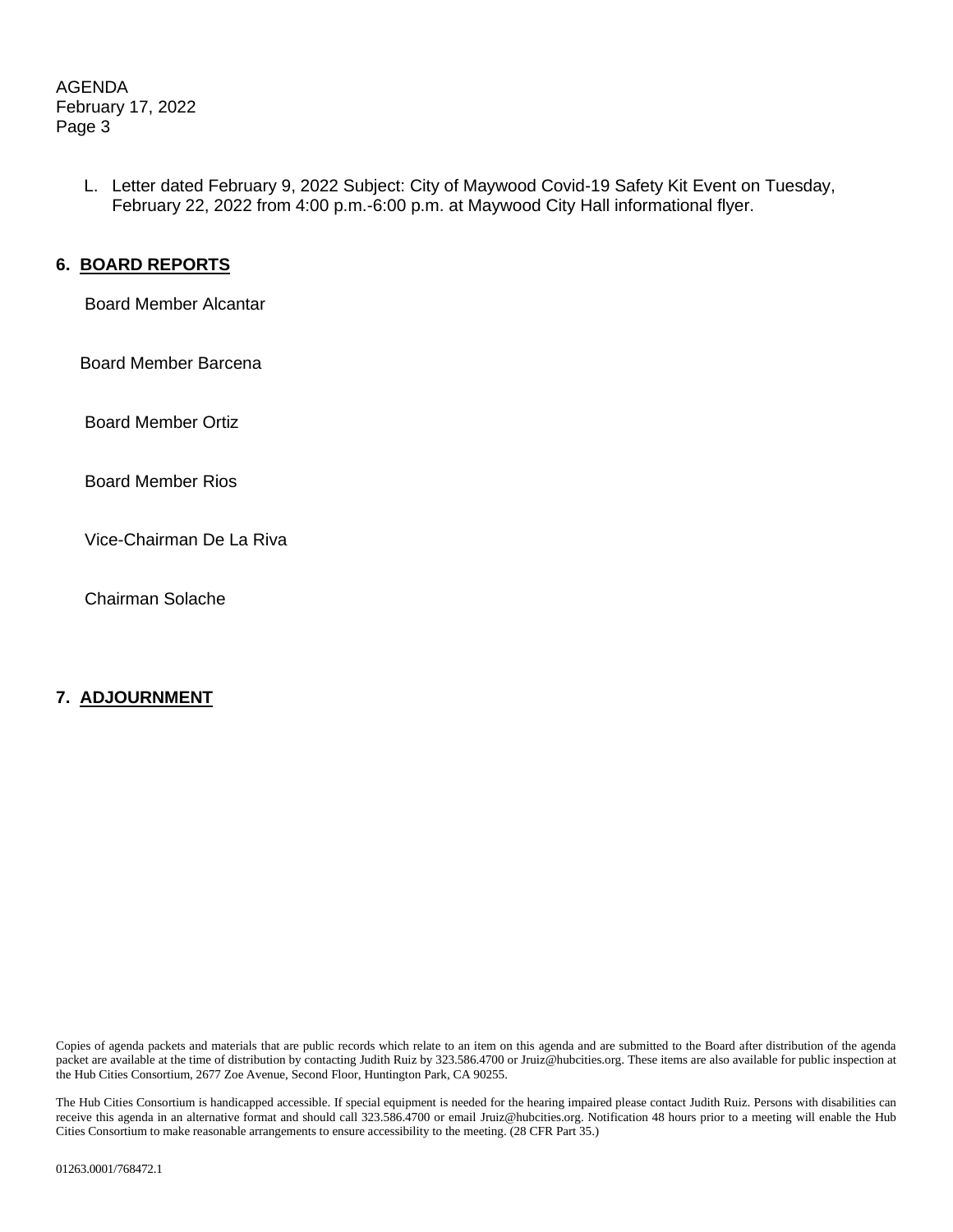L. Letter dated February 9, 2022 Subject: City of Maywood Covid-19 Safety Kit Event on Tuesday, February 22, 2022 from 4:00 p.m.-6:00 p.m. at Maywood City Hall informational flyer.

## 6. BOARD REPORTS

Board Member Alcantar

Board Member Barcena

Board Member Ortiz

Board Member Rios

Vice-Chairman De La Riva

Chairman Solache

## 7. ADJOURNMENT

Copies of agenda packets and materials that are public records which relate to an item on this agenda and are submitted to the Board after distribution of the agenda packet are available at the time of distribution by contacting Judith Ruiz by 323.586.4700 or Jruiz@hubcities.org. These items are also available for public inspection at the Hub Cities Consortium, 2677 Zoe Avenue, Second Floor, Huntington Park, CA 90255.

The Hub Cities Consortium is handicapped accessible. If special equipment is needed for the hearing impaired please contact Judith Ruiz. Persons with disabilities can receive this agenda in an alternative format and should call 323.586.4700 or email Jruiz@hubcities.org. Notification 48 hours prior to a meeting will enable the Hub Cities Consortium to make reasonable arrangements to ensure accessibility to the meeting. (28 CFR Part 35.)

01263.0001/768472.1